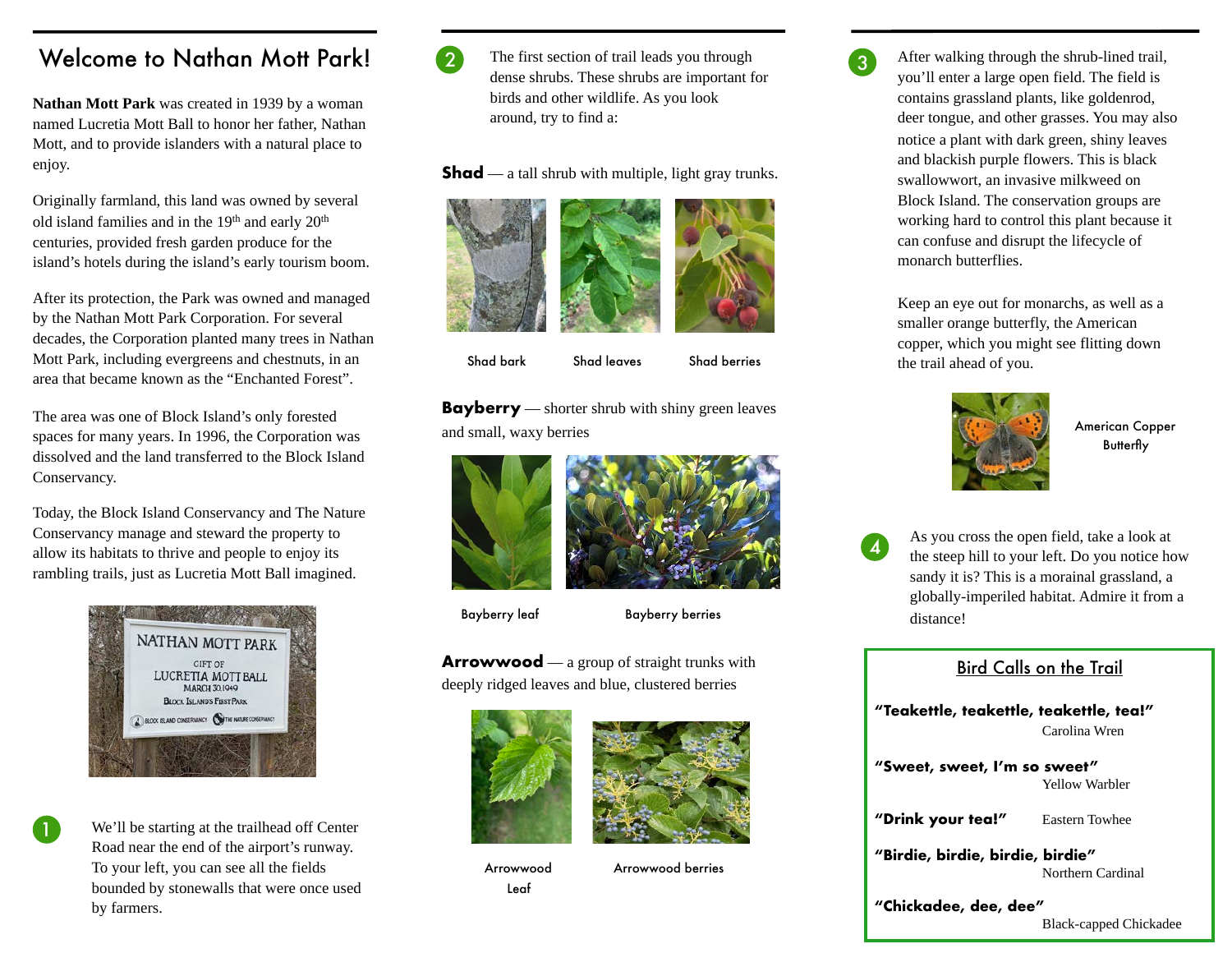# Welcome to Nathan Mott Park!

**Nathan Mott Park** was created in 1939 by a woman named Lucretia Mott Ball to honor her father, Nathan Mott, and to provide islanders with a natural place to enjoy.

Originally farmland, this land was owned by several old island families and in the 19th and early 20th centuries, provided fresh garden produce for the island's hotels during the island's early tourism boom.

After its protection, the Park was owned and managed by the Nathan Mott Park Corporation. For several decades, the Corporation planted many trees in Nathan Mott Park, including evergreens and chestnuts, in an area that became known as the "Enchanted Forest".

The area was one of Block Island's only forested spaces for many years. In 1996, the Corporation was dissolved and the land transferred to the Block Island Conservancy.

Today, the Block Island Conservancy and The Nature Conservancy manage and steward the property to allow its habitats to thrive and people to enjoy its rambling trails, just as Lucretia Mott Ball imagined.

**1** We'll be starting at the trailhead off Center Road near the end of the airport's runway. To your left, you can see all the fields bounded by stonewalls that were once used by farmers.

**2** The first section of trail leads you through dense shrubs. These shrubs are important for birds and other wildlife. As you look around, try to find a:

**Shad** — a tall shrub with multiple, light gray trunks.

Shad bark

Shad leaves

Shad berries

**Bayberry** — shorter shrub with shiny green leaves and small, waxy berries

Bayberry leaf

Bayberry berries

**Arrowwood** — a group of straight trunks with deeply ridged leaves and blue, clustered berries

Arrowwood Leaf

Arrowwood berries

**3** After walking through the shrub-lined trail, you'll enter a large open field. The field is contains grassland plants, like goldenrod, deer tongue, and other grasses. You may also notice a plant with dark green, shiny leaves and blackish purple flowers. This is black swallowwort, an invasive milkweed on Block Island. The conservation groups are working hard to control this plant because it can confuse and disrupt the lifecycle of monarch butterflies.

Keep an eye out for monarchs, as well as a smaller orange butterfly, the American copper, which you might see flitting down the trail ahead of you.

American Copper Butterfly

**4** As you cross the open field, take a look at the steep hill to your left. Do you notice how sandy it is? This is a morainal grassland, a globally-imperiled habitat. Admire it from a distance!

## Bird Calls on the Trail

**"Teakettle, teakettle, teakettle, tea!"** Carolina Wren

**"Sweet, sweet, I'm so sweet"** Yellow Warbler

**"Drink your tea!"** Eastern Towhee

**"Birdie, birdie, birdie, birdie"** Northern Cardinal

**"Chickadee, dee, dee"** Black-capped Chickadee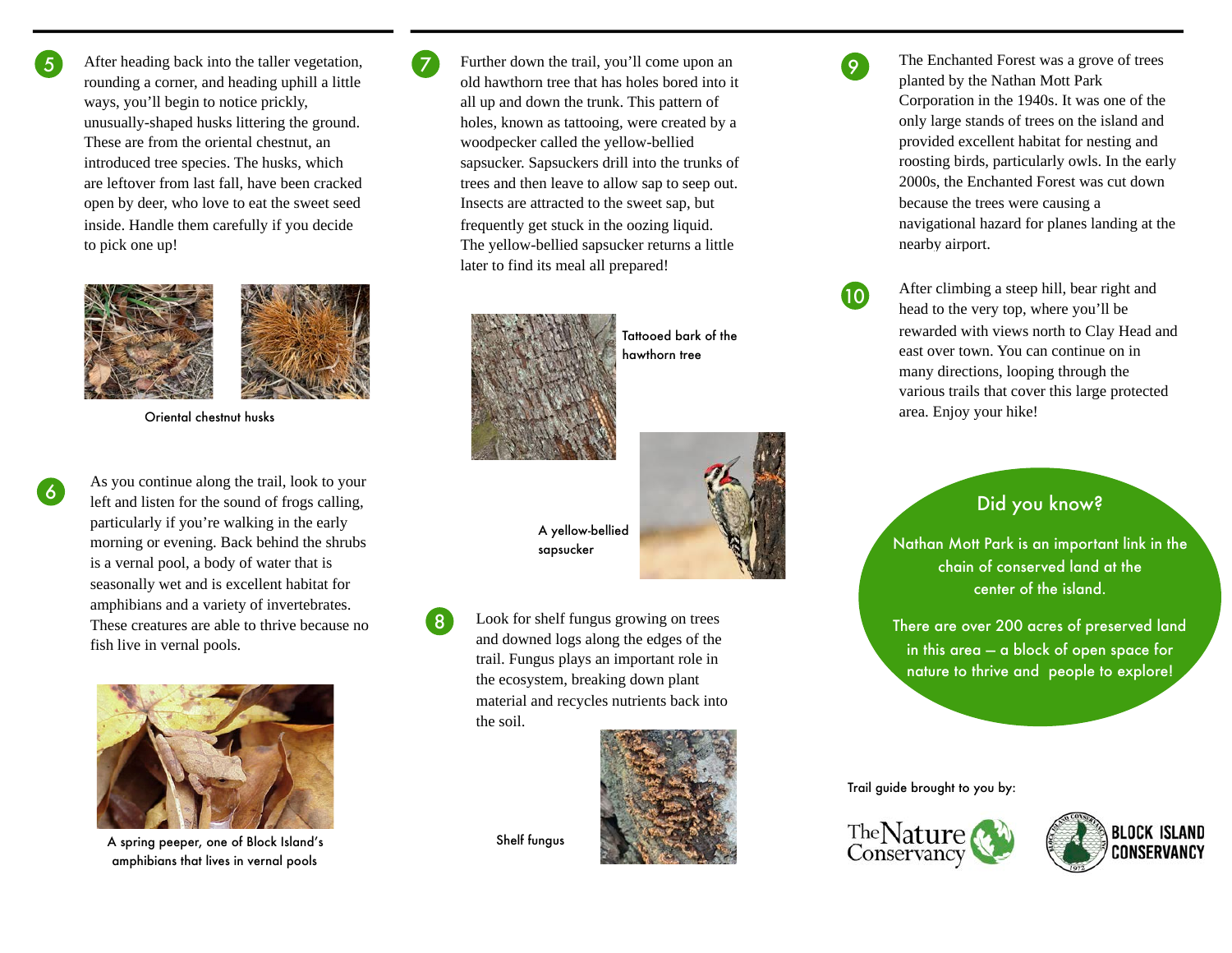5. After heading back into the taller vegetation, rounding a corner, and heading uphill a little ways, you'll begin to notice prickly, unusually-shaped husks littering the ground. These are from the oriental chestnut, an introduced tree species. The husks, which are leftover from last fall, have been cracked open by deer, who love to eat the sweet seed inside. Handle them carefully if you decide to pick one up!

Oriental chestnut husks

6. As you continue along the trail, look to your left and listen for the sound of frogs calling, particularly if you're walking in the early morning or evening. Back behind the shrubs is a vernal pool, a body of water that is seasonally wet and is excellent habitat for amphibians and a variety of invertebrates. These creatures are able to thrive because no fish live in vernal pools.

A spring peeper, one of Block Island's amphibians that lives in vernal pools

7. Further down the trail, you'll come upon an old hawthorn tree that has holes bored into it all up and down the trunk. This pattern of holes, known as tattooing, were created by a woodpecker called the yellow-bellied sapsucker. Sapsuckers drill into the trunks of trees and then leave to allow sap to seep out. Insects are attracted to the sweet sap, but frequently get stuck in the oozing liquid. The yellow-bellied sapsucker returns a little later to find its meal all prepared!

Tattooed bark of the hawthorn tree

A yellow-bellied sapsucker

8. Look for shelf fungus growing on trees and downed logs along the edges of the trail. Fungus plays an important role in the ecosystem, breaking down plant material and recycles nutrients back into the soil.

Shelf fungus

9. The Enchanted Forest was a grove of trees planted by the Nathan Mott Park Corporation in the 1940s. It was one of the only large stands of trees on the island and provided excellent habitat for nesting and roosting birds, particularly owls. In the early 2000s, the Enchanted Forest was cut down because the trees were causing a navigational hazard for planes landing at the nearby airport.

10. After climbing a steep hill, bear right and head to the very top, where you'll be rewarded with views north to Clay Head and east over town. You can continue on in many directions, looping through the various trails that cover this large protected area. Enjoy your hike!

## Did you know?

Nathan Mott Park is an important link in the chain of conserved land at the center of the island.

There are over 200 acres of preserved land in this area – a block of open space for nature to thrive and people to explore!

Trail guide brought to you by:

The Nature Conservancy

Block Island Conservancy